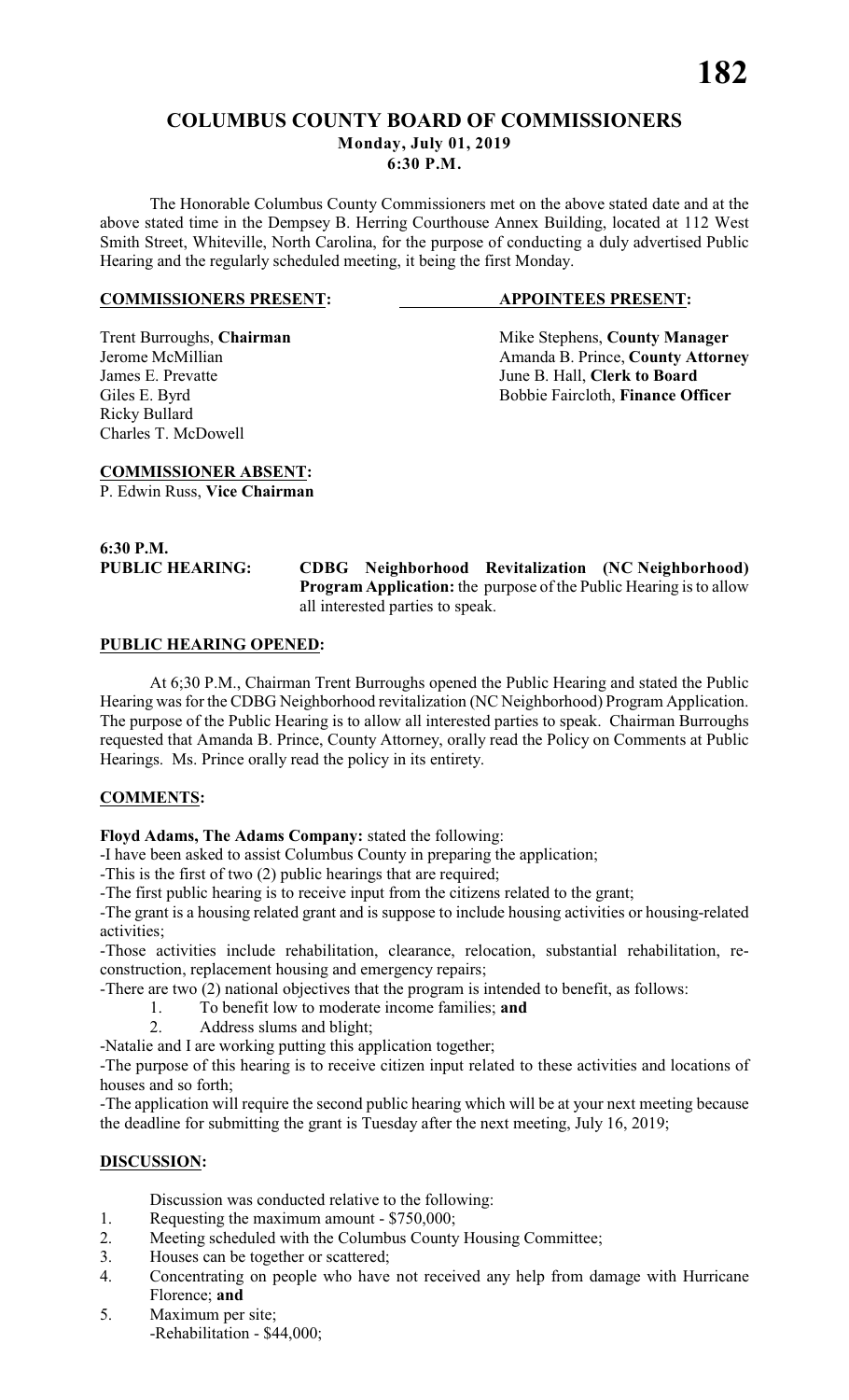# COLUMBUS COUNTY BOARD OF COMMISSIONERS

**Monday, July 01, 2019**
**6:30 P.M.**

The Honorable Columbus County Commissioners met on the above stated date and at the above stated time in the Dempsey B. Herring Courthouse Annex Building, located at 112 West Smith Street, Whiteville, North Carolina, for the purpose of conducting a duly advertised Public Hearing and the regularly scheduled meeting, it being the first Monday.

| **COMMISSIONERS PRESENT:** | **APPOINTEES PRESENT:** |
|---|---|
| Trent Burroughs, **Chairman** | Mike Stephens, **County Manager** |
| Jerome McMillian | Amanda B. Prince, **County Attorney** |
| James E. Prevatte | June B. Hall, **Clerk to Board** |
| Giles E. Byrd | Bobbie Faircloth, **Finance Officer** |
| Ricky Bullard | |
| Charles T. McDowell | |

**COMMISSIONER ABSENT:**
P. Edwin Russ, **Vice Chairman**

**6:30 P.M.**
**PUBLIC HEARING:** **CDBG Neighborhood Revitalization (NC Neighborhood) Program Application:** the purpose of the Public Hearing is to allow all interested parties to speak.

**PUBLIC HEARING OPENED:**

At 6;30 P.M., Chairman Trent Burroughs opened the Public Hearing and stated the Public Hearing was for the CDBG Neighborhood revitalization (NC Neighborhood) Program Application. The purpose of the Public Hearing is to allow all interested parties to speak. Chairman Burroughs requested that Amanda B. Prince, County Attorney, orally read the Policy on Comments at Public Hearings. Ms. Prince orally read the policy in its entirety.

**COMMENTS:**

**Floyd Adams, The Adams Company:** stated the following:

-I have been asked to assist Columbus County in preparing the application;

-This is the first of two (2) public hearings that are required;

-The first public hearing is to receive input from the citizens related to the grant;

-The grant is a housing related grant and is suppose to include housing activities or housing-related activities;

-Those activities include rehabilitation, clearance, relocation, substantial rehabilitation, re-construction, replacement housing and emergency repairs;

-There are two (2) national objectives that the program is intended to benefit, as follows:

1. To benefit low to moderate income families; **and**
2. Address slums and blight;

-Natalie and I are working putting this application together;

-The purpose of this hearing is to receive citizen input related to these activities and locations of houses and so forth;

-The application will require the second public hearing which will be at your next meeting because the deadline for submitting the grant is Tuesday after the next meeting, July 16, 2019;

**DISCUSSION:**

Discussion was conducted relative to the following:

1. Requesting the maximum amount - $750,000;
2. Meeting scheduled with the Columbus County Housing Committee;
3. Houses can be together or scattered;
4. Concentrating on people who have not received any help from damage with Hurricane Florence; **and**
5. Maximum per site;
   -Rehabilitation - $44,000;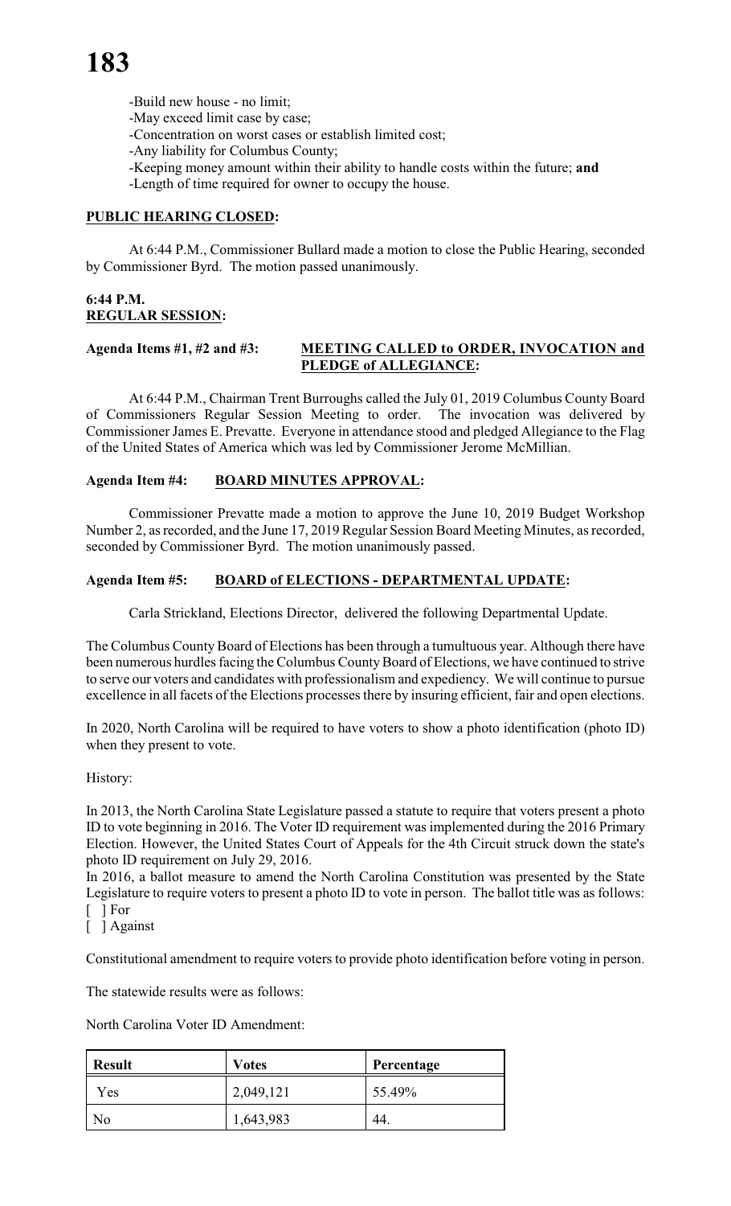-Build new house - no limit;
-May exceed limit case by case;
-Concentration on worst cases or establish limited cost;
-Any liability for Columbus County;
-Keeping money amount within their ability to handle costs within the future; **and**
-Length of time required for owner to occupy the house.

**PUBLIC HEARING CLOSED:**

At 6:44 P.M., Commissioner Bullard made a motion to close the Public Hearing, seconded by Commissioner Byrd. The motion passed unanimously.

**6:44 P.M.**
**REGULAR SESSION:**

**Agenda Items #1, #2 and #3: MEETING CALLED to ORDER, INVOCATION and PLEDGE of ALLEGIANCE:**

At 6:44 P.M., Chairman Trent Burroughs called the July 01, 2019 Columbus County Board of Commissioners Regular Session Meeting to order. The invocation was delivered by Commissioner James E. Prevatte. Everyone in attendance stood and pledged Allegiance to the Flag of the United States of America which was led by Commissioner Jerome McMillian.

**Agenda Item #4: BOARD MINUTES APPROVAL:**

Commissioner Prevatte made a motion to approve the June 10, 2019 Budget Workshop Number 2, as recorded, and the June 17, 2019 Regular Session Board Meeting Minutes, as recorded, seconded by Commissioner Byrd. The motion unanimously passed.

**Agenda Item #5: BOARD of ELECTIONS - DEPARTMENTAL UPDATE:**

Carla Strickland, Elections Director, delivered the following Departmental Update.

The Columbus County Board of Elections has been through a tumultuous year. Although there have been numerous hurdles facing the Columbus County Board of Elections, we have continued to strive to serve our voters and candidates with professionalism and expediency. We will continue to pursue excellence in all facets of the Elections processes there by insuring efficient, fair and open elections.

In 2020, North Carolina will be required to have voters to show a photo identification (photo ID) when they present to vote.

History:

In 2013, the North Carolina State Legislature passed a statute to require that voters present a photo ID to vote beginning in 2016. The Voter ID requirement was implemented during the 2016 Primary Election. However, the United States Court of Appeals for the 4th Circuit struck down the state's photo ID requirement on July 29, 2016.

In 2016, a ballot measure to amend the North Carolina Constitution was presented by the State Legislature to require voters to present a photo ID to vote in person. The ballot title was as follows:
[ ] For
[ ] Against

Constitutional amendment to require voters to provide photo identification before voting in person.

The statewide results were as follows:

North Carolina Voter ID Amendment:

| Result | Votes | Percentage |
|---|---|---|
| Yes | 2,049,121 | 55.49% |
| No | 1,643,983 | 44. |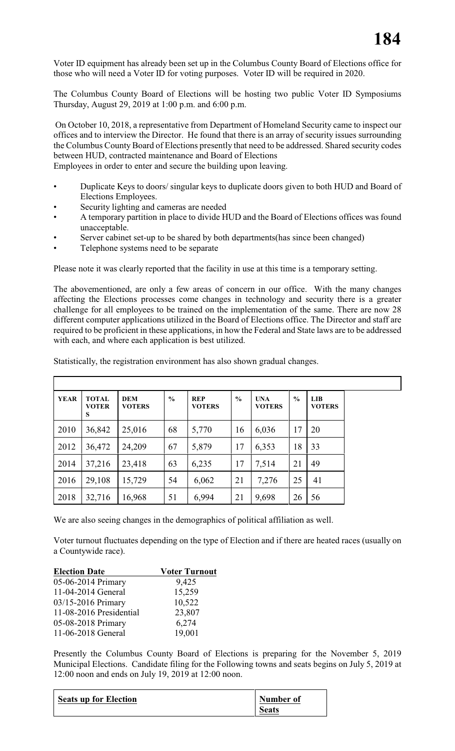Voter ID equipment has already been set up in the Columbus County Board of Elections office for those who will need a Voter ID for voting purposes. Voter ID will be required in 2020.

The Columbus County Board of Elections will be hosting two public Voter ID Symposiums Thursday, August 29, 2019 at 1:00 p.m. and 6:00 p.m.

On October 10, 2018, a representative from Department of Homeland Security came to inspect our offices and to interview the Director. He found that there is an array of security issues surrounding the Columbus County Board of Elections presently that need to be addressed. Shared security codes between HUD, contracted maintenance and Board of Elections Employees in order to enter and secure the building upon leaving.

- Duplicate Keys to doors/ singular keys to duplicate doors given to both HUD and Board of Elections Employees.
- Security lighting and cameras are needed
- A temporary partition in place to divide HUD and the Board of Elections offices was found unacceptable.
- Server cabinet set-up to be shared by both departments(has since been changed)
- Telephone systems need to be separate

Please note it was clearly reported that the facility in use at this time is a temporary setting.

The abovementioned, are only a few areas of concern in our office. With the many changes affecting the Elections processes come changes in technology and security there is a greater challenge for all employees to be trained on the implementation of the same. There are now 28 different computer applications utilized in the Board of Elections office. The Director and staff are required to be proficient in these applications, in how the Federal and State laws are to be addressed with each, and where each application is best utilized.

Statistically, the registration environment has also shown gradual changes.

| YEAR | TOTAL VOTERS | DEM VOTERS | % | REP VOTERS | % | UNA VOTERS | % | LIB VOTERS |
|---|---|---|---|---|---|---|---|---|
| 2010 | 36,842 | 25,016 | 68 | 5,770 | 16 | 6,036 | 17 | 20 |
| 2012 | 36,472 | 24,209 | 67 | 5,879 | 17 | 6,353 | 18 | 33 |
| 2014 | 37,216 | 23,418 | 63 | 6,235 | 17 | 7,514 | 21 | 49 |
| 2016 | 29,108 | 15,729 | 54 | 6,062 | 21 | 7,276 | 25 | 41 |
| 2018 | 32,716 | 16,968 | 51 | 6,994 | 21 | 9,698 | 26 | 56 |

We are also seeing changes in the demographics of political affiliation as well.

Voter turnout fluctuates depending on the type of Election and if there are heated races (usually on a Countywide race).

| Election Date | Voter Turnout |
|---|---|
| 05-06-2014 Primary | 9,425 |
| 11-04-2014 General | 15,259 |
| 03/15-2016 Primary | 10,522 |
| 11-08-2016 Presidential | 23,807 |
| 05-08-2018 Primary | 6,274 |
| 11-06-2018 General | 19,001 |

Presently the Columbus County Board of Elections is preparing for the November 5, 2019 Municipal Elections. Candidate filing for the Following towns and seats begins on July 5, 2019 at 12:00 noon and ends on July 19, 2019 at 12:00 noon.

| Seats up for Election | Number of Seats |
|---|---|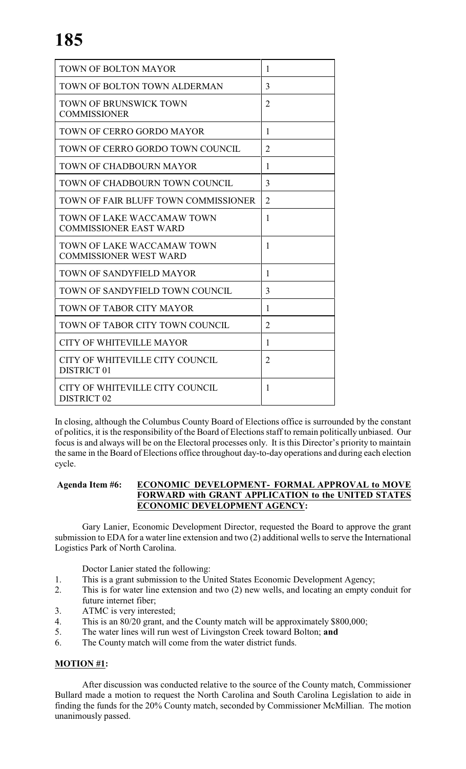| | |
|---|---|
| TOWN OF BOLTON MAYOR | 1 |
| TOWN OF BOLTON TOWN ALDERMAN | 3 |
| TOWN OF BRUNSWICK TOWN COMMISSIONER | 2 |
| TOWN OF CERRO GORDO MAYOR | 1 |
| TOWN OF CERRO GORDO TOWN COUNCIL | 2 |
| TOWN OF CHADBOURN MAYOR | 1 |
| TOWN OF CHADBOURN TOWN COUNCIL | 3 |
| TOWN OF FAIR BLUFF TOWN COMMISSIONER | 2 |
| TOWN OF LAKE WACCAMAW TOWN COMMISSIONER EAST WARD | 1 |
| TOWN OF LAKE WACCAMAW TOWN COMMISSIONER WEST WARD | 1 |
| TOWN OF SANDYFIELD MAYOR | 1 |
| TOWN OF SANDYFIELD TOWN COUNCIL | 3 |
| TOWN OF TABOR CITY MAYOR | 1 |
| TOWN OF TABOR CITY TOWN COUNCIL | 2 |
| CITY OF WHITEVILLE MAYOR | 1 |
| CITY OF WHITEVILLE CITY COUNCIL DISTRICT 01 | 2 |
| CITY OF WHITEVILLE CITY COUNCIL DISTRICT 02 | 1 |

In closing, although the Columbus County Board of Elections office is surrounded by the constant of politics, it is the responsibility of the Board of Elections staff to remain politically unbiased. Our focus is and always will be on the Electoral processes only. It is this Director's priority to maintain the same in the Board of Elections office throughout day-to-day operations and during each election cycle.

**Agenda Item #6:** **ECONOMIC DEVELOPMENT- FORMAL APPROVAL to MOVE FORWARD with GRANT APPLICATION to the UNITED STATES ECONOMIC DEVELOPMENT AGENCY:**

Gary Lanier, Economic Development Director, requested the Board to approve the grant submission to EDA for a water line extension and two (2) additional wells to serve the International Logistics Park of North Carolina.

Doctor Lanier stated the following:

1. This is a grant submission to the United States Economic Development Agency;
2. This is for water line extension and two (2) new wells, and locating an empty conduit for future internet fiber;
3. ATMC is very interested;
4. This is an 80/20 grant, and the County match will be approximately $800,000;
5. The water lines will run west of Livingston Creek toward Bolton; **and**
6. The County match will come from the water district funds.

**MOTION #1:**

After discussion was conducted relative to the source of the County match, Commissioner Bullard made a motion to request the North Carolina and South Carolina Legislation to aide in finding the funds for the 20% County match, seconded by Commissioner McMillian. The motion unanimously passed.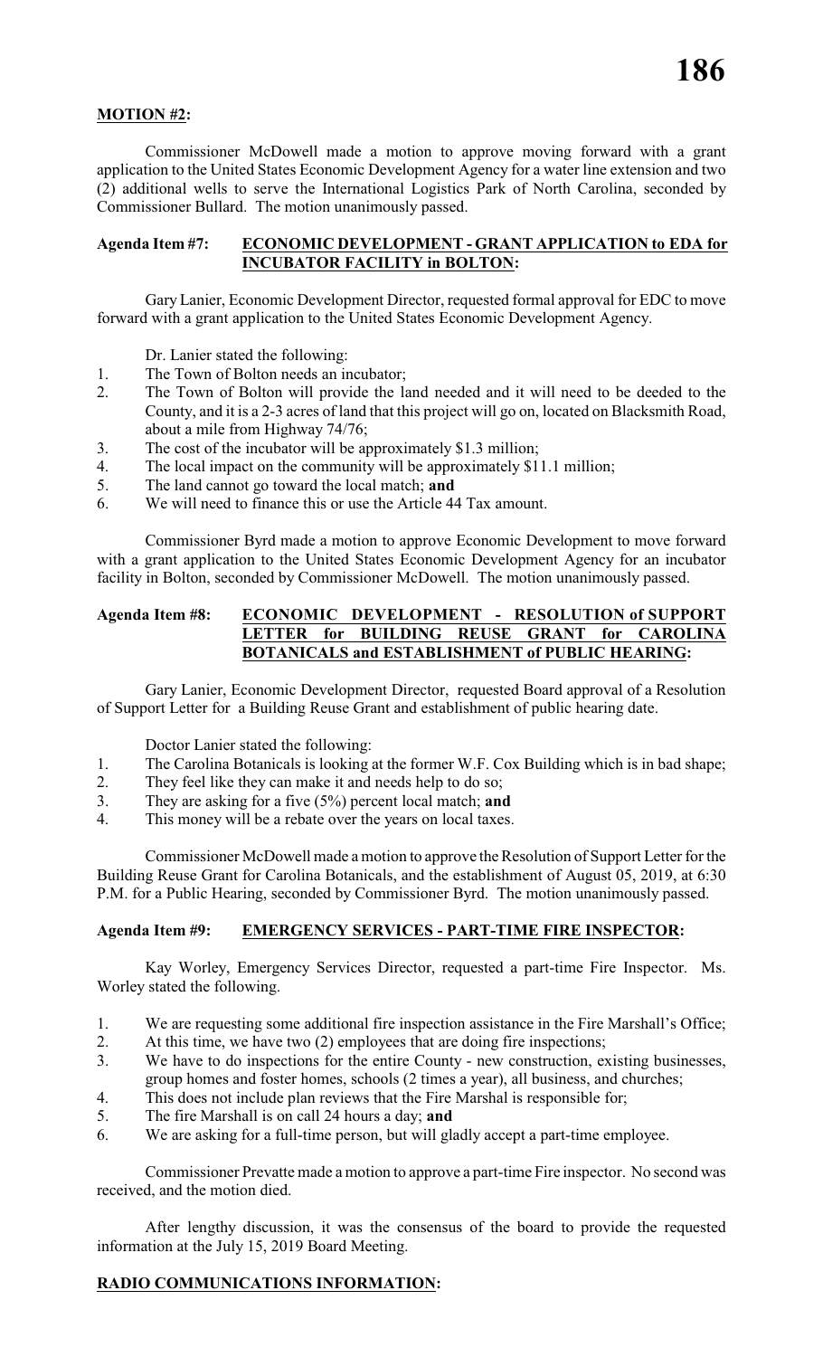**MOTION #2:**

Commissioner McDowell made a motion to approve moving forward with a grant application to the United States Economic Development Agency for a water line extension and two (2) additional wells to serve the International Logistics Park of North Carolina, seconded by Commissioner Bullard. The motion unanimously passed.

**Agenda Item #7: ECONOMIC DEVELOPMENT - GRANT APPLICATION to EDA for INCUBATOR FACILITY in BOLTON:**

Gary Lanier, Economic Development Director, requested formal approval for EDC to move forward with a grant application to the United States Economic Development Agency.

Dr. Lanier stated the following:

1. The Town of Bolton needs an incubator;
2. The Town of Bolton will provide the land needed and it will need to be deeded to the County, and it is a 2-3 acres of land that this project will go on, located on Blacksmith Road, about a mile from Highway 74/76;
3. The cost of the incubator will be approximately $1.3 million;
4. The local impact on the community will be approximately $11.1 million;
5. The land cannot go toward the local match; **and**
6. We will need to finance this or use the Article 44 Tax amount.

Commissioner Byrd made a motion to approve Economic Development to move forward with a grant application to the United States Economic Development Agency for an incubator facility in Bolton, seconded by Commissioner McDowell. The motion unanimously passed.

**Agenda Item #8: ECONOMIC DEVELOPMENT - RESOLUTION of SUPPORT LETTER for BUILDING REUSE GRANT for CAROLINA BOTANICALS and ESTABLISHMENT of PUBLIC HEARING:**

Gary Lanier, Economic Development Director, requested Board approval of a Resolution of Support Letter for a Building Reuse Grant and establishment of public hearing date.

Doctor Lanier stated the following:

1. The Carolina Botanicals is looking at the former W.F. Cox Building which is in bad shape;
2. They feel like they can make it and needs help to do so;
3. They are asking for a five (5%) percent local match; **and**
4. This money will be a rebate over the years on local taxes.

Commissioner McDowell made a motion to approve the Resolution of Support Letter for the Building Reuse Grant for Carolina Botanicals, and the establishment of August 05, 2019, at 6:30 P.M. for a Public Hearing, seconded by Commissioner Byrd. The motion unanimously passed.

**Agenda Item #9: EMERGENCY SERVICES - PART-TIME FIRE INSPECTOR:**

Kay Worley, Emergency Services Director, requested a part-time Fire Inspector. Ms. Worley stated the following.

1. We are requesting some additional fire inspection assistance in the Fire Marshall's Office;
2. At this time, we have two (2) employees that are doing fire inspections;
3. We have to do inspections for the entire County - new construction, existing businesses, group homes and foster homes, schools (2 times a year), all business, and churches;
4. This does not include plan reviews that the Fire Marshal is responsible for;
5. The fire Marshall is on call 24 hours a day; **and**
6. We are asking for a full-time person, but will gladly accept a part-time employee.

Commissioner Prevatte made a motion to approve a part-time Fire inspector. No second was received, and the motion died.

After lengthy discussion, it was the consensus of the board to provide the requested information at the July 15, 2019 Board Meeting.

**RADIO COMMUNICATIONS INFORMATION:**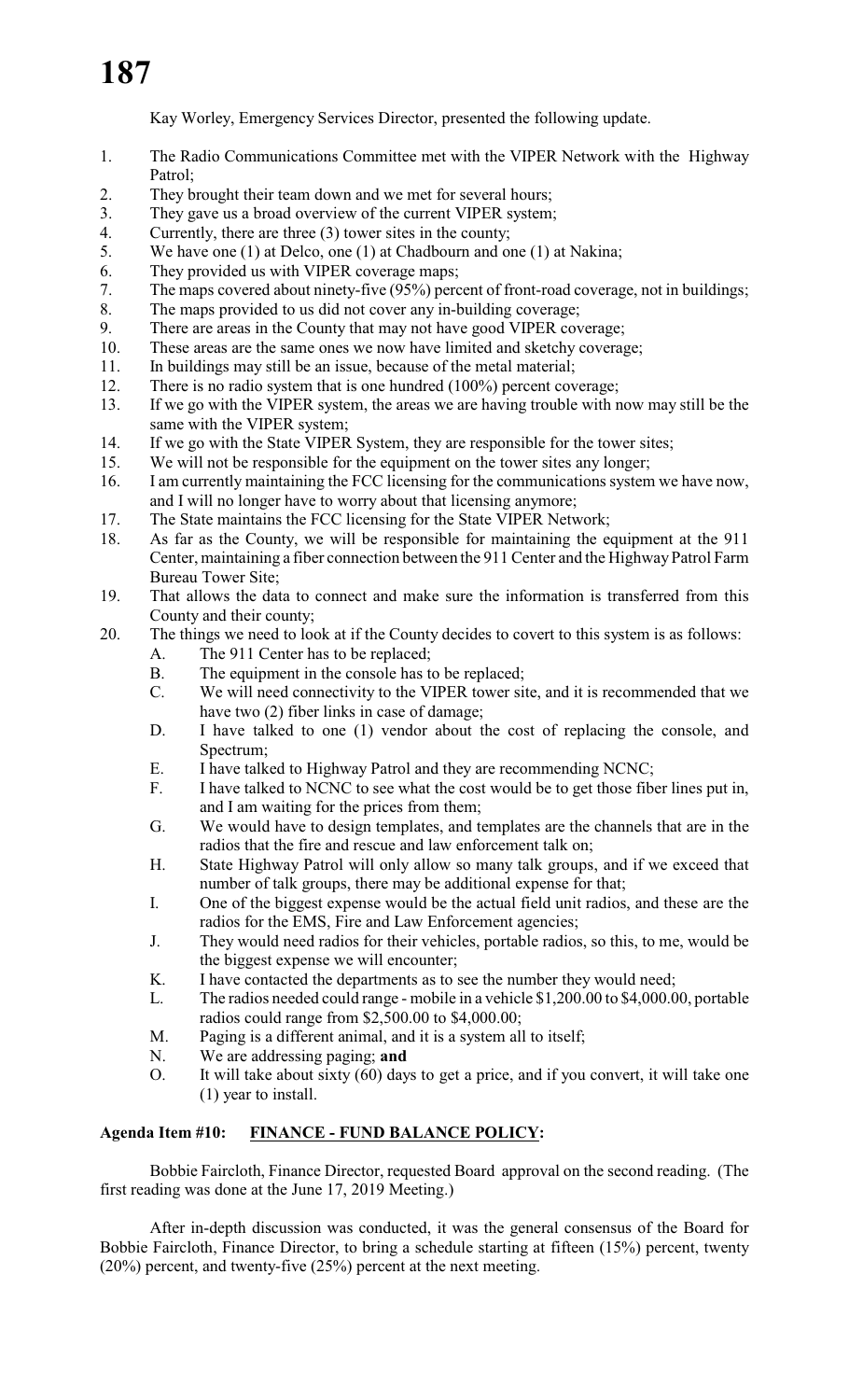Kay Worley, Emergency Services Director, presented the following update.

1. The Radio Communications Committee met with the VIPER Network with the Highway Patrol;
2. They brought their team down and we met for several hours;
3. They gave us a broad overview of the current VIPER system;
4. Currently, there are three (3) tower sites in the county;
5. We have one (1) at Delco, one (1) at Chadbourn and one (1) at Nakina;
6. They provided us with VIPER coverage maps;
7. The maps covered about ninety-five (95%) percent of front-road coverage, not in buildings;
8. The maps provided to us did not cover any in-building coverage;
9. There are areas in the County that may not have good VIPER coverage;
10. These areas are the same ones we now have limited and sketchy coverage;
11. In buildings may still be an issue, because of the metal material;
12. There is no radio system that is one hundred (100%) percent coverage;
13. If we go with the VIPER system, the areas we are having trouble with now may still be the same with the VIPER system;
14. If we go with the State VIPER System, they are responsible for the tower sites;
15. We will not be responsible for the equipment on the tower sites any longer;
16. I am currently maintaining the FCC licensing for the communications system we have now, and I will no longer have to worry about that licensing anymore;
17. The State maintains the FCC licensing for the State VIPER Network;
18. As far as the County, we will be responsible for maintaining the equipment at the 911 Center, maintaining a fiber connection between the 911 Center and the Highway Patrol Farm Bureau Tower Site;
19. That allows the data to connect and make sure the information is transferred from this County and their county;
20. The things we need to look at if the County decides to covert to this system is as follows:
    - A. The 911 Center has to be replaced;
    - B. The equipment in the console has to be replaced;
    - C. We will need connectivity to the VIPER tower site, and it is recommended that we have two (2) fiber links in case of damage;
    - D. I have talked to one (1) vendor about the cost of replacing the console, and Spectrum;
    - E. I have talked to Highway Patrol and they are recommending NCNC;
    - F. I have talked to NCNC to see what the cost would be to get those fiber lines put in, and I am waiting for the prices from them;
    - G. We would have to design templates, and templates are the channels that are in the radios that the fire and rescue and law enforcement talk on;
    - H. State Highway Patrol will only allow so many talk groups, and if we exceed that number of talk groups, there may be additional expense for that;
    - I. One of the biggest expense would be the actual field unit radios, and these are the radios for the EMS, Fire and Law Enforcement agencies;
    - J. They would need radios for their vehicles, portable radios, so this, to me, would be the biggest expense we will encounter;
    - K. I have contacted the departments as to see the number they would need;
    - L. The radios needed could range - mobile in a vehicle $1,200.00 to $4,000.00, portable radios could range from $2,500.00 to $4,000.00;
    - M. Paging is a different animal, and it is a system all to itself;
    - N. We are addressing paging; **and**
    - O. It will take about sixty (60) days to get a price, and if you convert, it will take one (1) year to install.

**Agenda Item #10: FINANCE - FUND BALANCE POLICY:**

Bobbie Faircloth, Finance Director, requested Board approval on the second reading. (The first reading was done at the June 17, 2019 Meeting.)

After in-depth discussion was conducted, it was the general consensus of the Board for Bobbie Faircloth, Finance Director, to bring a schedule starting at fifteen (15%) percent, twenty (20%) percent, and twenty-five (25%) percent at the next meeting.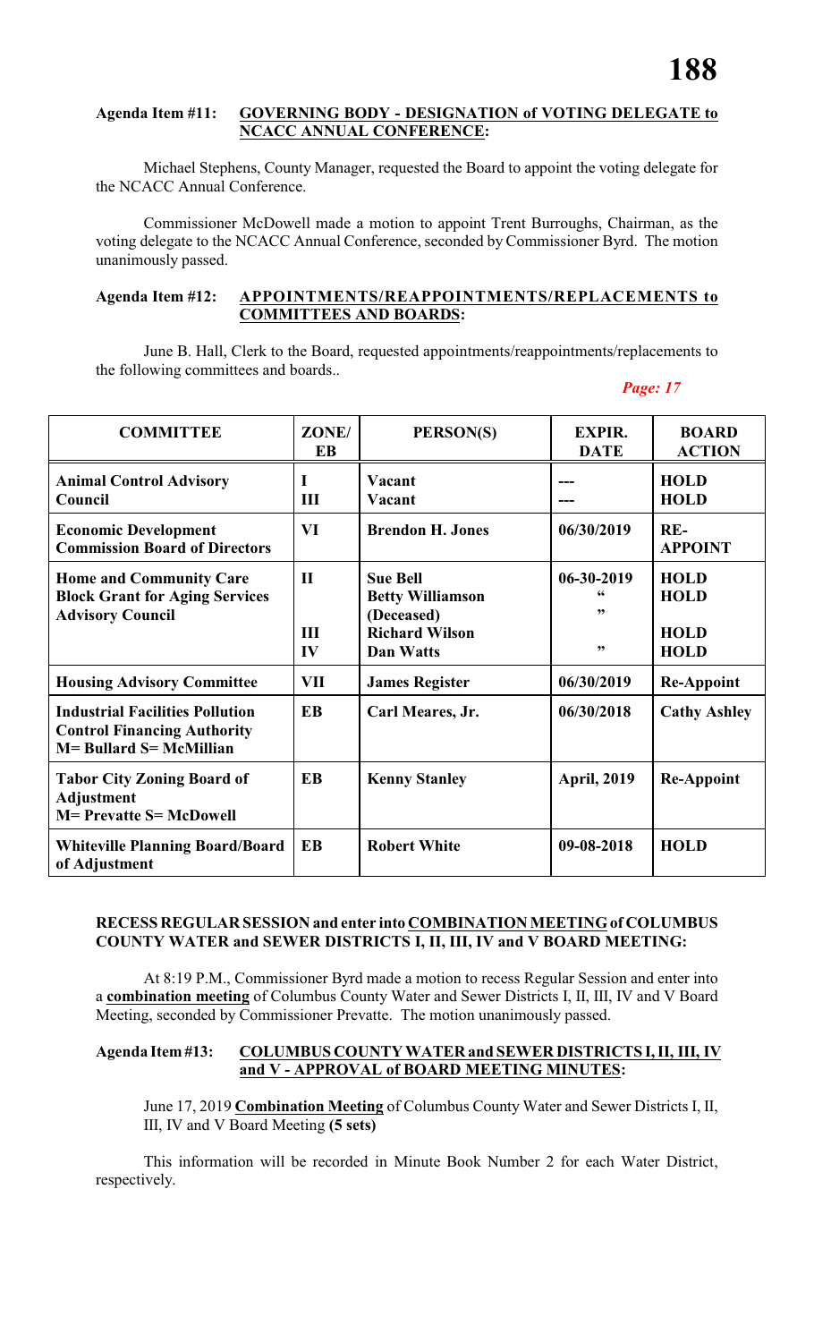**Agenda Item #11: GOVERNING BODY - DESIGNATION of VOTING DELEGATE to NCACC ANNUAL CONFERENCE:**

Michael Stephens, County Manager, requested the Board to appoint the voting delegate for the NCACC Annual Conference.

Commissioner McDowell made a motion to appoint Trent Burroughs, Chairman, as the voting delegate to the NCACC Annual Conference, seconded by Commissioner Byrd. The motion unanimously passed.

**Agenda Item #12: APPOINTMENTS/REAPPOINTMENTS/REPLACEMENTS to COMMITTEES AND BOARDS:**

June B. Hall, Clerk to the Board, requested appointments/reappointments/replacements to the following committees and boards..

*Page: 17*

| COMMITTEE | ZONE/ EB | PERSON(S) | EXPIR. DATE | BOARD ACTION |
|---|---|---|---|---|
| **Animal Control Advisory Council** | I<br>III | **Vacant**<br>**Vacant** | ---<br>--- | **HOLD**<br>**HOLD** |
| **Economic Development Commission Board of Directors** | VI | **Brendon H. Jones** | 06/30/2019 | **RE-APPOINT** |
| **Home and Community Care Block Grant for Aging Services Advisory Council** | II<br><br>III<br>IV | **Sue Bell**<br>**Betty Williamson (Deceased)**<br>**Richard Wilson**<br>**Dan Watts** | 06-30-2019<br>"<br>"<br>" | **HOLD**<br>**HOLD**<br>**HOLD**<br>**HOLD** |
| **Housing Advisory Committee** | VII | **James Register** | 06/30/2019 | **Re-Appoint** |
| **Industrial Facilities Pollution Control Financing Authority M= Bullard S= McMillian** | EB | **Carl Meares, Jr.** | 06/30/2018 | **Cathy Ashley** |
| **Tabor City Zoning Board of Adjustment M= Prevatte S= McDowell** | EB | **Kenny Stanley** | April, 2019 | **Re-Appoint** |
| **Whiteville Planning Board/Board of Adjustment** | EB | **Robert White** | 09-08-2018 | **HOLD** |

**RECESS REGULAR SESSION and enter into COMBINATION MEETING of COLUMBUS COUNTY WATER and SEWER DISTRICTS I, II, III, IV and V BOARD MEETING:**

At 8:19 P.M., Commissioner Byrd made a motion to recess Regular Session and enter into a **combination meeting** of Columbus County Water and Sewer Districts I, II, III, IV and V Board Meeting, seconded by Commissioner Prevatte. The motion unanimously passed.

**Agenda Item #13: COLUMBUS COUNTY WATER and SEWER DISTRICTS I, II, III, IV and V - APPROVAL of BOARD MEETING MINUTES:**

June 17, 2019 **Combination Meeting** of Columbus County Water and Sewer Districts I, II, III, IV and V Board Meeting **(5 sets)**

This information will be recorded in Minute Book Number 2 for each Water District, respectively.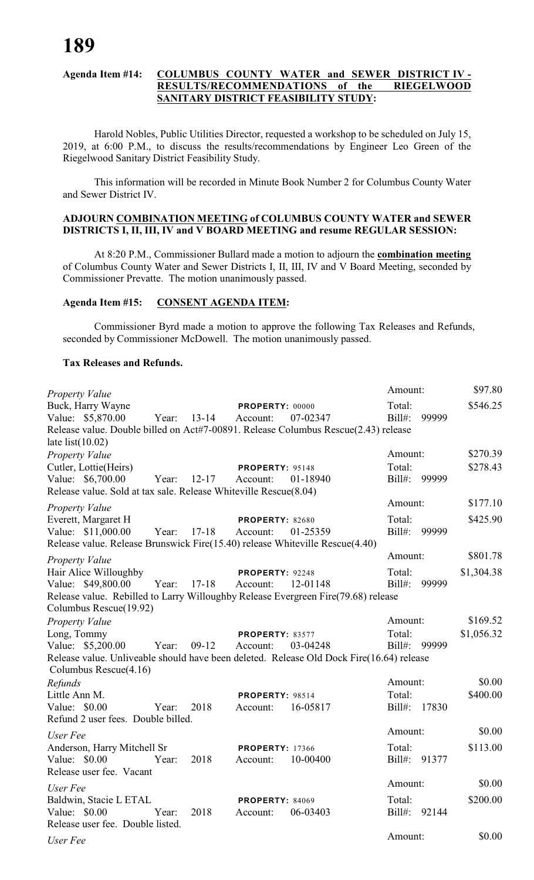**Agenda Item #14: COLUMBUS COUNTY WATER and SEWER DISTRICT IV - RESULTS/RECOMMENDATIONS of the RIEGELWOOD SANITARY DISTRICT FEASIBILITY STUDY:**

Harold Nobles, Public Utilities Director, requested a workshop to be scheduled on July 15, 2019, at 6:00 P.M., to discuss the results/recommendations by Engineer Leo Green of the Riegelwood Sanitary District Feasibility Study.

This information will be recorded in Minute Book Number 2 for Columbus County Water and Sewer District IV.

**ADJOURN COMBINATION MEETING of COLUMBUS COUNTY WATER and SEWER DISTRICTS I, II, III, IV and V BOARD MEETING and resume REGULAR SESSION:**

At 8:20 P.M., Commissioner Bullard made a motion to adjourn the **combination meeting** of Columbus County Water and Sewer Districts I, II, III, IV and V Board Meeting, seconded by Commissioner Prevatte. The motion unanimously passed.

**Agenda Item #15: CONSENT AGENDA ITEM:**

Commissioner Byrd made a motion to approve the following Tax Releases and Refunds, seconded by Commissioner McDowell. The motion unanimously passed.

**Tax Releases and Refunds.**

*Property Value* — Amount: $97.80
Buck, Harry Wayne — PROPERTY: 00000 — Total: $546.25
Value: $5,870.00 Year: 13-14 Account: 07-02347 Bill#: 99999
Release value. Double billed on Act#7-00891. Release Columbus Rescue(2.43) release late list(10.02)

*Property Value* — Amount: $270.39
Cutler, Lottie(Heirs) — PROPERTY: 95148 — Total: $278.43
Value: $6,700.00 Year: 12-17 Account: 01-18940 Bill#: 99999
Release value. Sold at tax sale. Release Whiteville Rescue(8.04)

*Property Value* — Amount: $177.10
Everett, Margaret H — PROPERTY: 82680 — Total: $425.90
Value: $11,000.00 Year: 17-18 Account: 01-25359 Bill#: 99999
Release value. Release Brunswick Fire(15.40) release Whiteville Rescue(4.40)

*Property Value* — Amount: $801.78
Hair Alice Willoughby — PROPERTY: 92248 — Total: $1,304.38
Value: $49,800.00 Year: 17-18 Account: 12-01148 Bill#: 99999
Release value. Rebilled to Larry Willoughby Release Evergreen Fire(79.68) release Columbus Rescue(19.92)

*Property Value* — Amount: $169.52
Long, Tommy — PROPERTY: 83577 — Total: $1,056.32
Value: $5,200.00 Year: 09-12 Account: 03-04248 Bill#: 99999
Release value. Unliveable should have been deleted. Release Old Dock Fire(16.64) release Columbus Rescue(4.16)

*Refunds* — Amount: $0.00
Little Ann M. — PROPERTY: 98514 — Total: $400.00
Value: $0.00 Year: 2018 Account: 16-05817 Bill#: 17830
Refund 2 user fees. Double billed.

*User Fee* — Amount: $0.00
Anderson, Harry Mitchell Sr — PROPERTY: 17366 — Total: $113.00
Value: $0.00 Year: 2018 Account: 10-00400 Bill#: 91377
Release user fee. Vacant

*User Fee* — Amount: $0.00
Baldwin, Stacie L ETAL — PROPERTY: 84069 — Total: $200.00
Value: $0.00 Year: 2018 Account: 06-03403 Bill#: 92144
Release user fee. Double listed.

*User Fee* — Amount: $0.00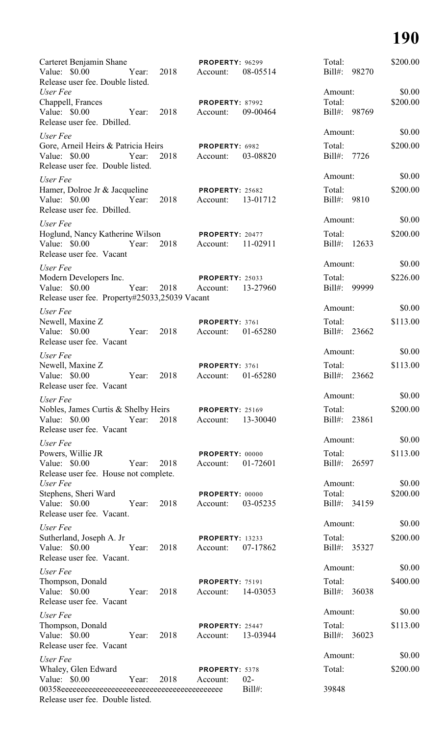Carteret Benjamin Shane | **PROPERTY:** 96299 | Total: $200.00
Value: $0.00 Year: 2018 Account: 08-05514 Bill#: 98270
Release user fee. Double listed.

*User Fee* Amount: $0.00

Chappell, Frances | **PROPERTY:** 87992 | Total: $200.00
Value: $0.00 Year: 2018 Account: 09-00464 Bill#: 98769
Release user fee. Dbilled.

*User Fee* Amount: $0.00

Gore, Arneil Heirs & Patricia Heirs | **PROPERTY:** 6982 | Total: $200.00
Value: $0.00 Year: 2018 Account: 03-08820 Bill#: 7726
Release user fee. Double listed.

*User Fee* Amount: $0.00

Hamer, Dolroe Jr & Jacqueline | **PROPERTY:** 25682 | Total: $200.00
Value: $0.00 Year: 2018 Account: 13-01712 Bill#: 9810
Release user fee. Dbilled.

*User Fee* Amount: $0.00

Hoglund, Nancy Katherine Wilson | **PROPERTY:** 20477 | Total: $200.00
Value: $0.00 Year: 2018 Account: 11-02911 Bill#: 12633
Release user fee. Vacant

*User Fee* Amount: $0.00

Modern Developers Inc. | **PROPERTY:** 25033 | Total: $226.00
Value: $0.00 Year: 2018 Account: 13-27960 Bill#: 99999
Release user fee. Property#25033,25039 Vacant

*User Fee* Amount: $0.00

Newell, Maxine Z | **PROPERTY:** 3761 | Total: $113.00
Value: $0.00 Year: 2018 Account: 01-65280 Bill#: 23662
Release user fee. Vacant

*User Fee* Amount: $0.00

Newell, Maxine Z | **PROPERTY:** 3761 | Total: $113.00
Value: $0.00 Year: 2018 Account: 01-65280 Bill#: 23662
Release user fee. Vacant

*User Fee* Amount: $0.00

Nobles, James Curtis & Shelby Heirs | **PROPERTY:** 25169 | Total: $200.00
Value: $0.00 Year: 2018 Account: 13-30040 Bill#: 23861
Release user fee. Vacant

*User Fee* Amount: $0.00

Powers, Willie JR | **PROPERTY:** 00000 | Total: $113.00
Value: $0.00 Year: 2018 Account: 01-72601 Bill#: 26597
Release user fee. House not complete.

*User Fee* Amount: $0.00

Stephens, Sheri Ward | **PROPERTY:** 00000 | Total: $200.00
Value: $0.00 Year: 2018 Account: 03-05235 Bill#: 34159
Release user fee. Vacant.

*User Fee* Amount: $0.00

Sutherland, Joseph A. Jr | **PROPERTY:** 13233 | Total: $200.00
Value: $0.00 Year: 2018 Account: 07-17862 Bill#: 35327
Release user fee. Vacant.

*User Fee* Amount: $0.00

Thompson, Donald | **PROPERTY:** 75191 | Total: $400.00
Value: $0.00 Year: 2018 Account: 14-03053 Bill#: 36038
Release user fee. Vacant

*User Fee* Amount: $0.00

Thompson, Donald | **PROPERTY:** 25447 | Total: $113.00
Value: $0.00 Year: 2018 Account: 13-03944 Bill#: 36023
Release user fee. Vacant

*User Fee* Amount: $0.00

Whaley, Glen Edward | **PROPERTY:** 5378 | Total: $200.00
Value: $0.00 Year: 2018 Account: 02-00358eeeeeeeeeeeeeeeeeeeeeeeeeeeeeeeeeeeeeeeeee Bill#: 39848
Release user fee. Double listed.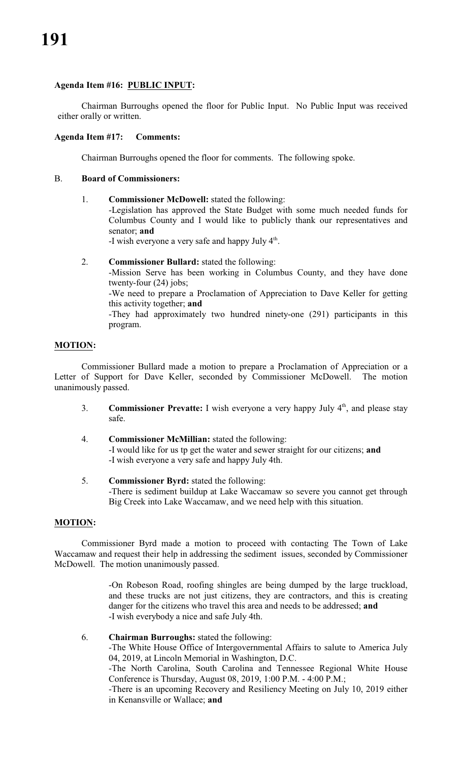**Agenda Item #16: PUBLIC INPUT:**

Chairman Burroughs opened the floor for Public Input. No Public Input was received either orally or written.

**Agenda Item #17: Comments:**

Chairman Burroughs opened the floor for comments. The following spoke.

B. **Board of Commissioners:**

1. **Commissioner McDowell:** stated the following:
   -Legislation has approved the State Budget with some much needed funds for Columbus County and I would like to publicly thank our representatives and senator; **and**
   -I wish everyone a very safe and happy July 4th.

2. **Commissioner Bullard:** stated the following:
   -Mission Serve has been working in Columbus County, and they have done twenty-four (24) jobs;
   -We need to prepare a Proclamation of Appreciation to Dave Keller for getting this activity together; **and**
   -They had approximately two hundred ninety-one (291) participants in this program.

**MOTION:**

Commissioner Bullard made a motion to prepare a Proclamation of Appreciation or a Letter of Support for Dave Keller, seconded by Commissioner McDowell. The motion unanimously passed.

3. **Commissioner Prevatte:** I wish everyone a very happy July 4th, and please stay safe.

4. **Commissioner McMillian:** stated the following:
   -I would like for us tp get the water and sewer straight for our citizens; **and**
   -I wish everyone a very safe and happy July 4th.

5. **Commissioner Byrd:** stated the following:
   -There is sediment buildup at Lake Waccamaw so severe you cannot get through Big Creek into Lake Waccamaw, and we need help with this situation.

**MOTION:**

Commissioner Byrd made a motion to proceed with contacting The Town of Lake Waccamaw and request their help in addressing the sediment issues, seconded by Commissioner McDowell. The motion unanimously passed.

-On Robeson Road, roofing shingles are being dumped by the large truckload, and these trucks are not just citizens, they are contractors, and this is creating danger for the citizens who travel this area and needs to be addressed; **and**
-I wish everybody a nice and safe July 4th.

6. **Chairman Burroughs:** stated the following:
   -The White House Office of Intergovernmental Affairs to salute to America July 04, 2019, at Lincoln Memorial in Washington, D.C.
   -The North Carolina, South Carolina and Tennessee Regional White House Conference is Thursday, August 08, 2019, 1:00 P.M. - 4:00 P.M.;
   -There is an upcoming Recovery and Resiliency Meeting on July 10, 2019 either in Kenansville or Wallace; **and**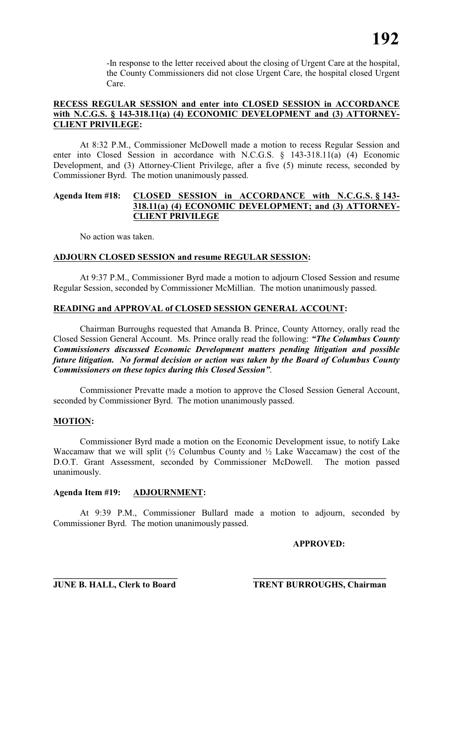-In response to the letter received about the closing of Urgent Care at the hospital, the County Commissioners did not close Urgent Care, the hospital closed Urgent Care.

**RECESS REGULAR SESSION and enter into CLOSED SESSION in ACCORDANCE with N.C.G.S. § 143-318.11(a) (4) ECONOMIC DEVELOPMENT and (3) ATTORNEY-CLIENT PRIVILEGE:**

At 8:32 P.M., Commissioner McDowell made a motion to recess Regular Session and enter into Closed Session in accordance with N.C.G.S. § 143-318.11(a) (4) Economic Development, and (3) Attorney-Client Privilege, after a five (5) minute recess, seconded by Commissioner Byrd. The motion unanimously passed.

**Agenda Item #18: CLOSED SESSION in ACCORDANCE with N.C.G.S. § 143-318.11(a) (4) ECONOMIC DEVELOPMENT; and (3) ATTORNEY-CLIENT PRIVILEGE**

No action was taken.

**ADJOURN CLOSED SESSION and resume REGULAR SESSION:**

At 9:37 P.M., Commissioner Byrd made a motion to adjourn Closed Session and resume Regular Session, seconded by Commissioner McMillian. The motion unanimously passed.

**READING and APPROVAL of CLOSED SESSION GENERAL ACCOUNT:**

Chairman Burroughs requested that Amanda B. Prince, County Attorney, orally read the Closed Session General Account. Ms. Prince orally read the following: ***"The Columbus County Commissioners discussed Economic Development matters pending litigation and possible future litigation. No formal decision or action was taken by the Board of Columbus County Commissioners on these topics during this Closed Session".***

Commissioner Prevatte made a motion to approve the Closed Session General Account, seconded by Commissioner Byrd. The motion unanimously passed.

**MOTION:**

Commissioner Byrd made a motion on the Economic Development issue, to notify Lake Waccamaw that we will split (½ Columbus County and ½ Lake Waccamaw) the cost of the D.O.T. Grant Assessment, seconded by Commissioner McDowell. The motion passed unanimously.

**Agenda Item #19: ADJOURNMENT:**

At 9:39 P.M., Commissioner Bullard made a motion to adjourn, seconded by Commissioner Byrd. The motion unanimously passed.

**APPROVED:**

**JUNE B. HALL, Clerk to Board** **TRENT BURROUGHS, Chairman**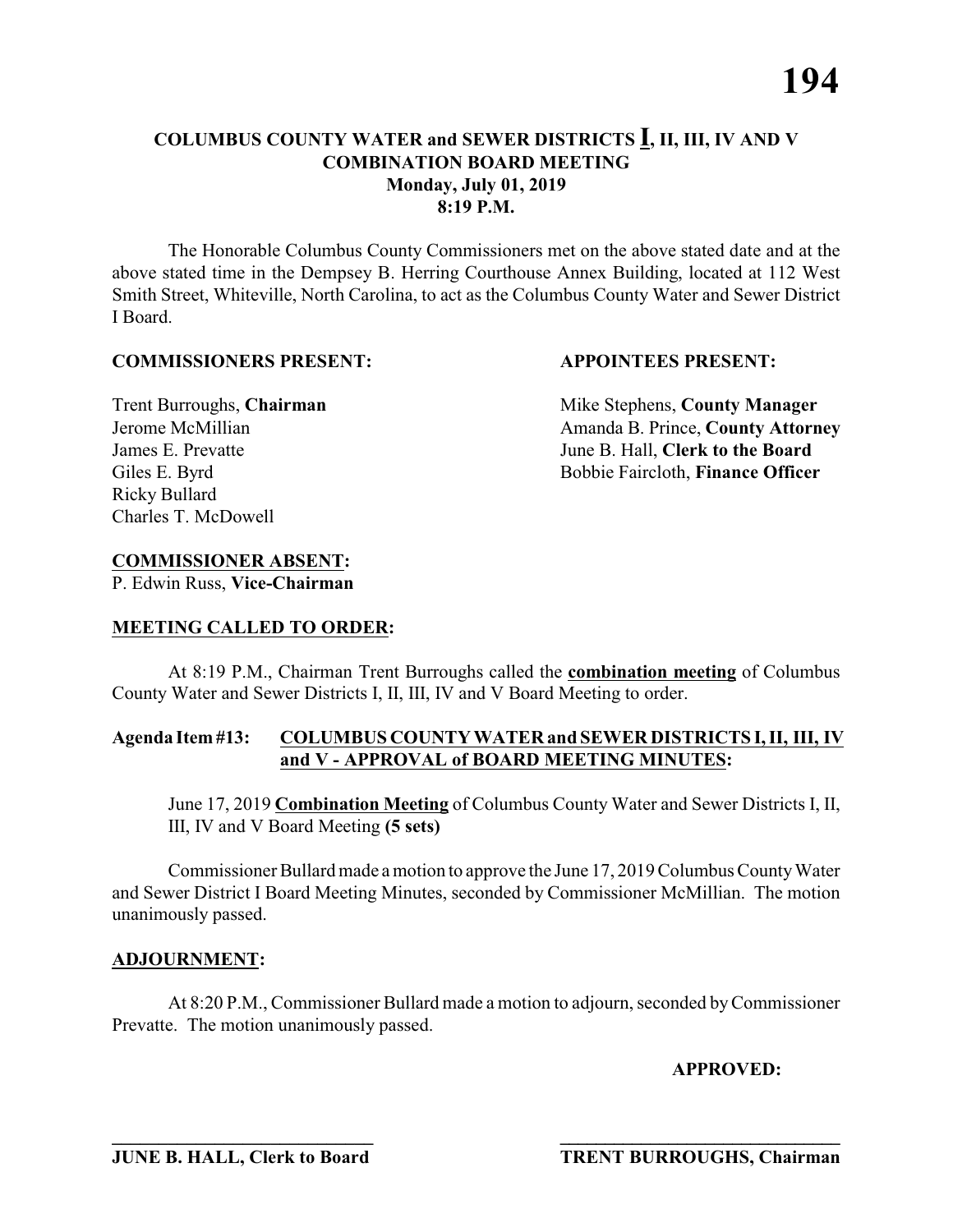**COLUMBUS COUNTY WATER and SEWER DISTRICTS I, II, III, IV AND V**
**COMBINATION BOARD MEETING**
**Monday, July 01, 2019**
**8:19 P.M.**

The Honorable Columbus County Commissioners met on the above stated date and at the above stated time in the Dempsey B. Herring Courthouse Annex Building, located at 112 West Smith Street, Whiteville, North Carolina, to act as the Columbus County Water and Sewer District I Board.

**COMMISSIONERS PRESENT:**

Trent Burroughs, **Chairman**
Jerome McMillian
James E. Prevatte
Giles E. Byrd
Ricky Bullard
Charles T. McDowell

**APPOINTEES PRESENT:**

Mike Stephens, **County Manager**
Amanda B. Prince, **County Attorney**
June B. Hall, **Clerk to the Board**
Bobbie Faircloth, **Finance Officer**

**COMMISSIONER ABSENT:**
P. Edwin Russ, **Vice-Chairman**

**MEETING CALLED TO ORDER:**

At 8:19 P.M., Chairman Trent Burroughs called the **combination meeting** of Columbus County Water and Sewer Districts I, II, III, IV and V Board Meeting to order.

**Agenda Item #13: COLUMBUS COUNTY WATER and SEWER DISTRICTS I, II, III, IV and V - APPROVAL of BOARD MEETING MINUTES:**

June 17, 2019 **Combination Meeting** of Columbus County Water and Sewer Districts I, II, III, IV and V Board Meeting **(5 sets)**

Commissioner Bullard made a motion to approve the June 17, 2019 Columbus County Water and Sewer District I Board Meeting Minutes, seconded by Commissioner McMillian. The motion unanimously passed.

**ADJOURNMENT:**

At 8:20 P.M., Commissioner Bullard made a motion to adjourn, seconded by Commissioner Prevatte. The motion unanimously passed.

**APPROVED:**

\_\_\_\_\_\_\_\_\_\_\_\_\_\_\_\_\_\_\_\_\_\_\_\_\_\_\_\_\_\_
**JUNE B. HALL, Clerk to Board**

\_\_\_\_\_\_\_\_\_\_\_\_\_\_\_\_\_\_\_\_\_\_\_\_\_\_\_\_\_\_
**TRENT BURROUGHS, Chairman**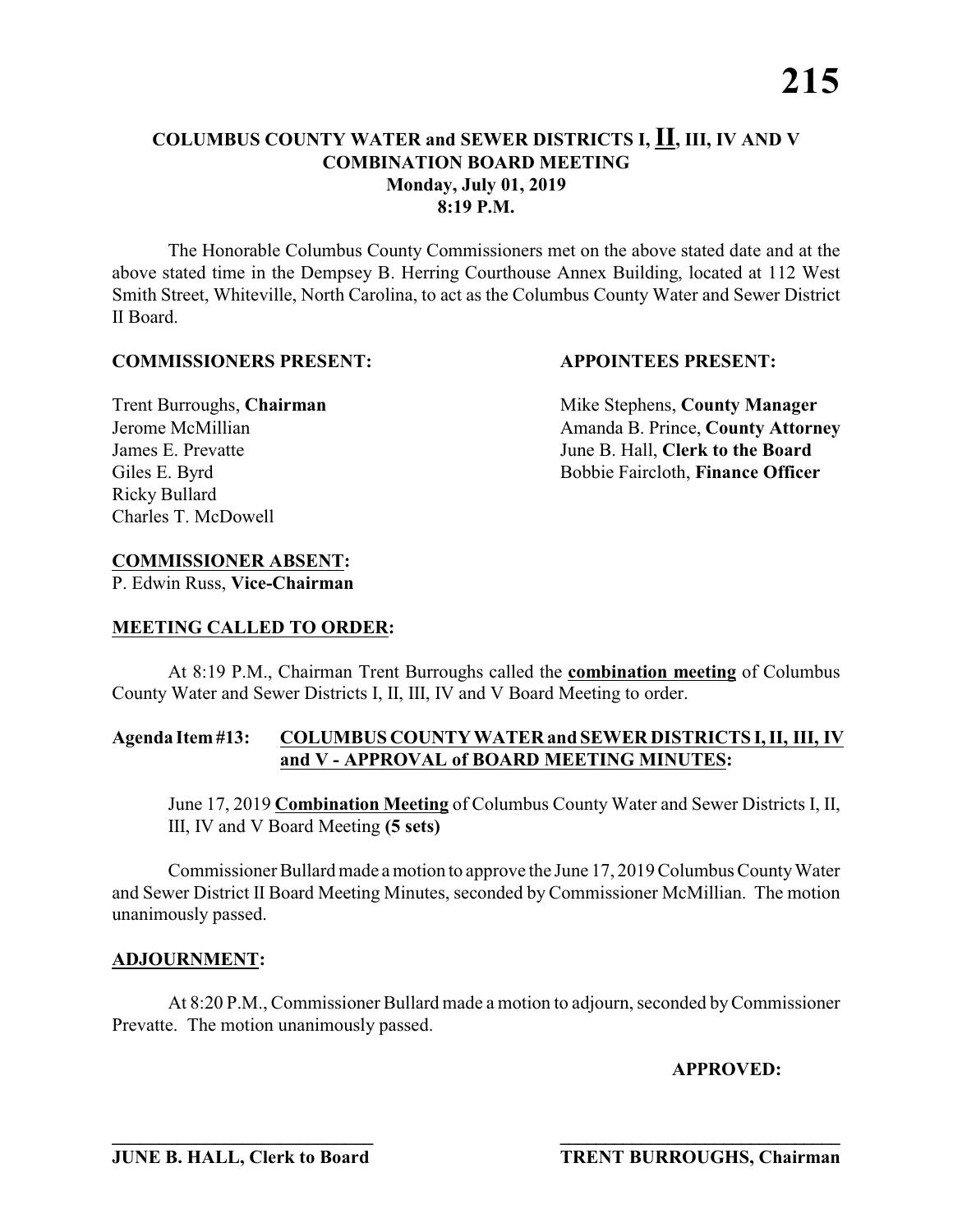# COLUMBUS COUNTY WATER and SEWER DISTRICTS I, II, III, IV AND V COMBINATION BOARD MEETING

**Monday, July 01, 2019**
**8:19 P.M.**

The Honorable Columbus County Commissioners met on the above stated date and at the above stated time in the Dempsey B. Herring Courthouse Annex Building, located at 112 West Smith Street, Whiteville, North Carolina, to act as the Columbus County Water and Sewer District II Board.

**COMMISSIONERS PRESENT:**

Trent Burroughs, **Chairman**
Jerome McMillian
James E. Prevatte
Giles E. Byrd
Ricky Bullard
Charles T. McDowell

**APPOINTEES PRESENT:**

Mike Stephens, **County Manager**
Amanda B. Prince, **County Attorney**
June B. Hall, **Clerk to the Board**
Bobbie Faircloth, **Finance Officer**

**COMMISSIONER ABSENT:**
P. Edwin Russ, **Vice-Chairman**

**MEETING CALLED TO ORDER:**

At 8:19 P.M., Chairman Trent Burroughs called the **combination meeting** of Columbus County Water and Sewer Districts I, II, III, IV and V Board Meeting to order.

**Agenda Item #13: COLUMBUS COUNTY WATER and SEWER DISTRICTS I, II, III, IV and V - APPROVAL of BOARD MEETING MINUTES:**

June 17, 2019 **Combination Meeting** of Columbus County Water and Sewer Districts I, II, III, IV and V Board Meeting **(5 sets)**

Commissioner Bullard made a motion to approve the June 17, 2019 Columbus County Water and Sewer District II Board Meeting Minutes, seconded by Commissioner McMillian. The motion unanimously passed.

**ADJOURNMENT:**

At 8:20 P.M., Commissioner Bullard made a motion to adjourn, seconded by Commissioner Prevatte. The motion unanimously passed.

**APPROVED:**

\_\_\_\_\_\_\_\_\_\_\_\_\_\_\_\_\_\_\_\_\_\_\_\_\_\_\_\_\_\_
**JUNE B. HALL, Clerk to Board**

\_\_\_\_\_\_\_\_\_\_\_\_\_\_\_\_\_\_\_\_\_\_\_\_\_\_\_\_\_\_
**TRENT BURROUGHS, Chairman**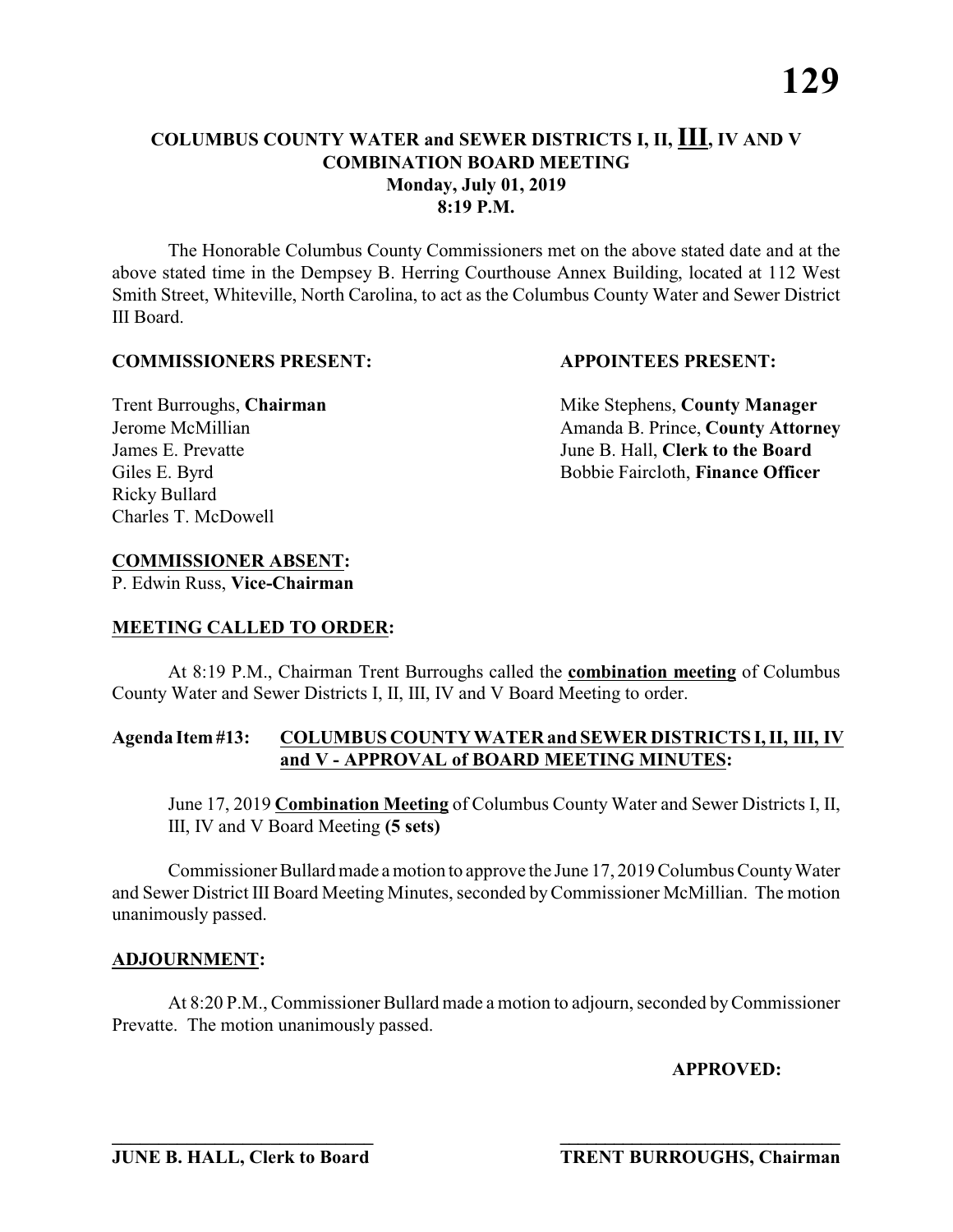**COLUMBUS COUNTY WATER and SEWER DISTRICTS I, II, III, IV AND V COMBINATION BOARD MEETING**
**Monday, July 01, 2019**
**8:19 P.M.**

The Honorable Columbus County Commissioners met on the above stated date and at the above stated time in the Dempsey B. Herring Courthouse Annex Building, located at 112 West Smith Street, Whiteville, North Carolina, to act as the Columbus County Water and Sewer District III Board.

**COMMISSIONERS PRESENT:**

Trent Burroughs, **Chairman**
Jerome McMillian
James E. Prevatte
Giles E. Byrd
Ricky Bullard
Charles T. McDowell

**APPOINTEES PRESENT:**

Mike Stephens, **County Manager**
Amanda B. Prince, **County Attorney**
June B. Hall, **Clerk to the Board**
Bobbie Faircloth, **Finance Officer**

**COMMISSIONER ABSENT:**
P. Edwin Russ, **Vice-Chairman**

**MEETING CALLED TO ORDER:**

At 8:19 P.M., Chairman Trent Burroughs called the **combination meeting** of Columbus County Water and Sewer Districts I, II, III, IV and V Board Meeting to order.

**Agenda Item #13: COLUMBUS COUNTY WATER and SEWER DISTRICTS I, II, III, IV and V - APPROVAL of BOARD MEETING MINUTES:**

June 17, 2019 **Combination Meeting** of Columbus County Water and Sewer Districts I, II, III, IV and V Board Meeting **(5 sets)**

Commissioner Bullard made a motion to approve the June 17, 2019 Columbus County Water and Sewer District III Board Meeting Minutes, seconded by Commissioner McMillian. The motion unanimously passed.

**ADJOURNMENT:**

At 8:20 P.M., Commissioner Bullard made a motion to adjourn, seconded by Commissioner Prevatte. The motion unanimously passed.

**APPROVED:**

______________________________
**JUNE B. HALL, Clerk to Board**

______________________________
**TRENT BURROUGHS, Chairman**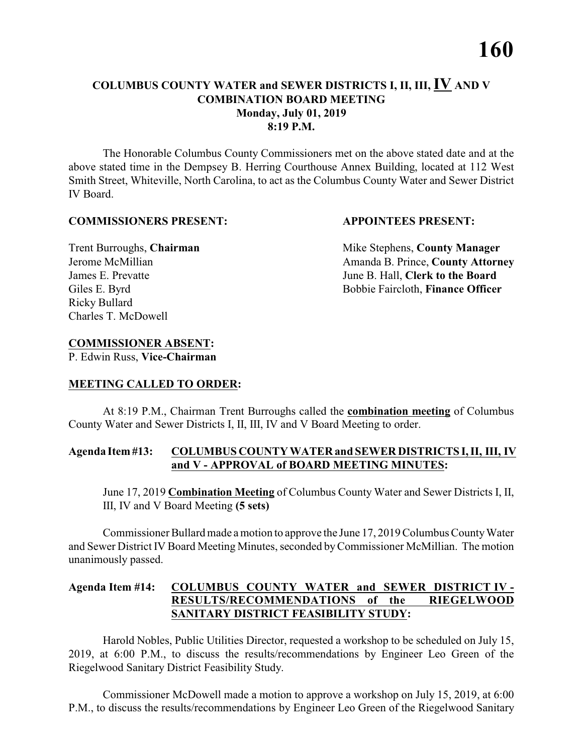# COLUMBUS COUNTY WATER and SEWER DISTRICTS I, II, III, IV AND V COMBINATION BOARD MEETING
## Monday, July 01, 2019
## 8:19 P.M.

The Honorable Columbus County Commissioners met on the above stated date and at the above stated time in the Dempsey B. Herring Courthouse Annex Building, located at 112 West Smith Street, Whiteville, North Carolina, to act as the Columbus County Water and Sewer District IV Board.

**COMMISSIONERS PRESENT:**

Trent Burroughs, **Chairman**
Jerome McMillian
James E. Prevatte
Giles E. Byrd
Ricky Bullard
Charles T. McDowell

**APPOINTEES PRESENT:**

Mike Stephens, **County Manager**
Amanda B. Prince, **County Attorney**
June B. Hall, **Clerk to the Board**
Bobbie Faircloth, **Finance Officer**

**COMMISSIONER ABSENT:**
P. Edwin Russ, **Vice-Chairman**

**MEETING CALLED TO ORDER:**

At 8:19 P.M., Chairman Trent Burroughs called the **combination meeting** of Columbus County Water and Sewer Districts I, II, III, IV and V Board Meeting to order.

**Agenda Item #13: COLUMBUS COUNTY WATER and SEWER DISTRICTS I, II, III, IV and V - APPROVAL of BOARD MEETING MINUTES:**

June 17, 2019 **Combination Meeting** of Columbus County Water and Sewer Districts I, II, III, IV and V Board Meeting **(5 sets)**

Commissioner Bullard made a motion to approve the June 17, 2019 Columbus County Water and Sewer District IV Board Meeting Minutes, seconded by Commissioner McMillian. The motion unanimously passed.

**Agenda Item #14: COLUMBUS COUNTY WATER and SEWER DISTRICT IV - RESULTS/RECOMMENDATIONS of the RIEGELWOOD SANITARY DISTRICT FEASIBILITY STUDY:**

Harold Nobles, Public Utilities Director, requested a workshop to be scheduled on July 15, 2019, at 6:00 P.M., to discuss the results/recommendations by Engineer Leo Green of the Riegelwood Sanitary District Feasibility Study.

Commissioner McDowell made a motion to approve a workshop on July 15, 2019, at 6:00 P.M., to discuss the results/recommendations by Engineer Leo Green of the Riegelwood Sanitary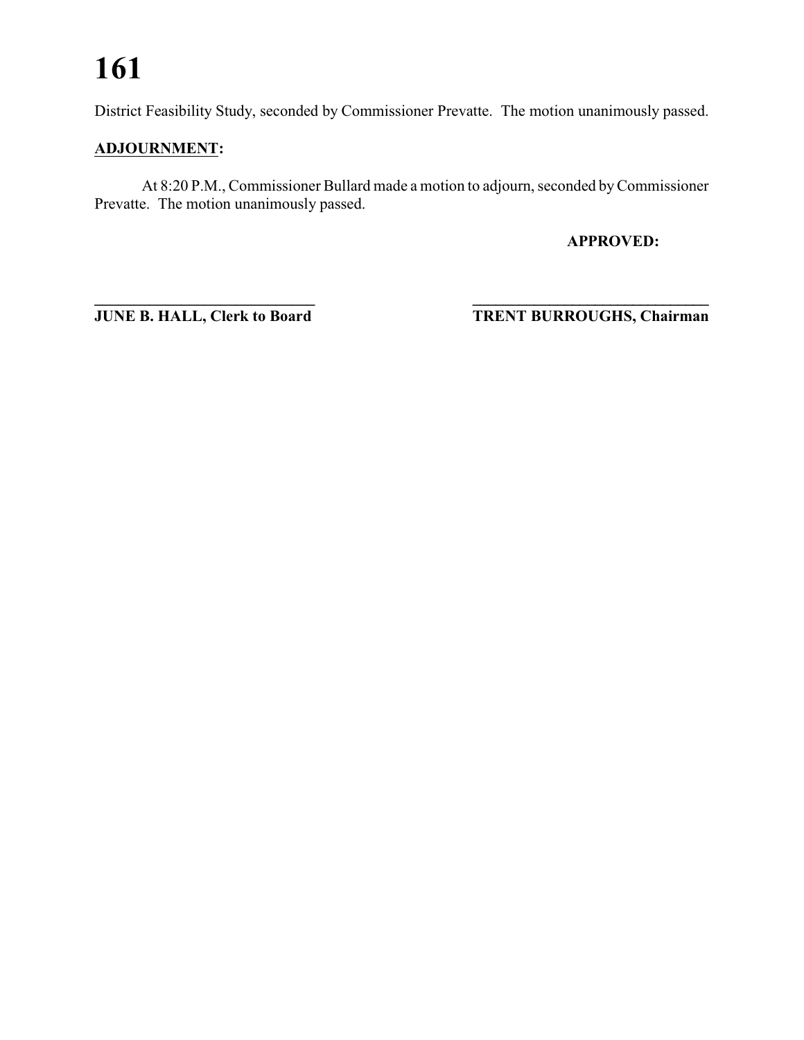District Feasibility Study, seconded by Commissioner Prevatte. The motion unanimously passed.

**ADJOURNMENT:**

At 8:20 P.M., Commissioner Bullard made a motion to adjourn, seconded by Commissioner Prevatte. The motion unanimously passed.

**APPROVED:**

**\_\_\_\_\_\_\_\_\_\_\_\_\_\_\_\_\_\_\_\_\_\_\_\_\_\_\_\_\_\_**
**JUNE B. HALL, Clerk to Board**

**\_\_\_\_\_\_\_\_\_\_\_\_\_\_\_\_\_\_\_\_\_\_\_\_\_\_\_\_\_\_\_\_\_\_**
**TRENT BURROUGHS, Chairman**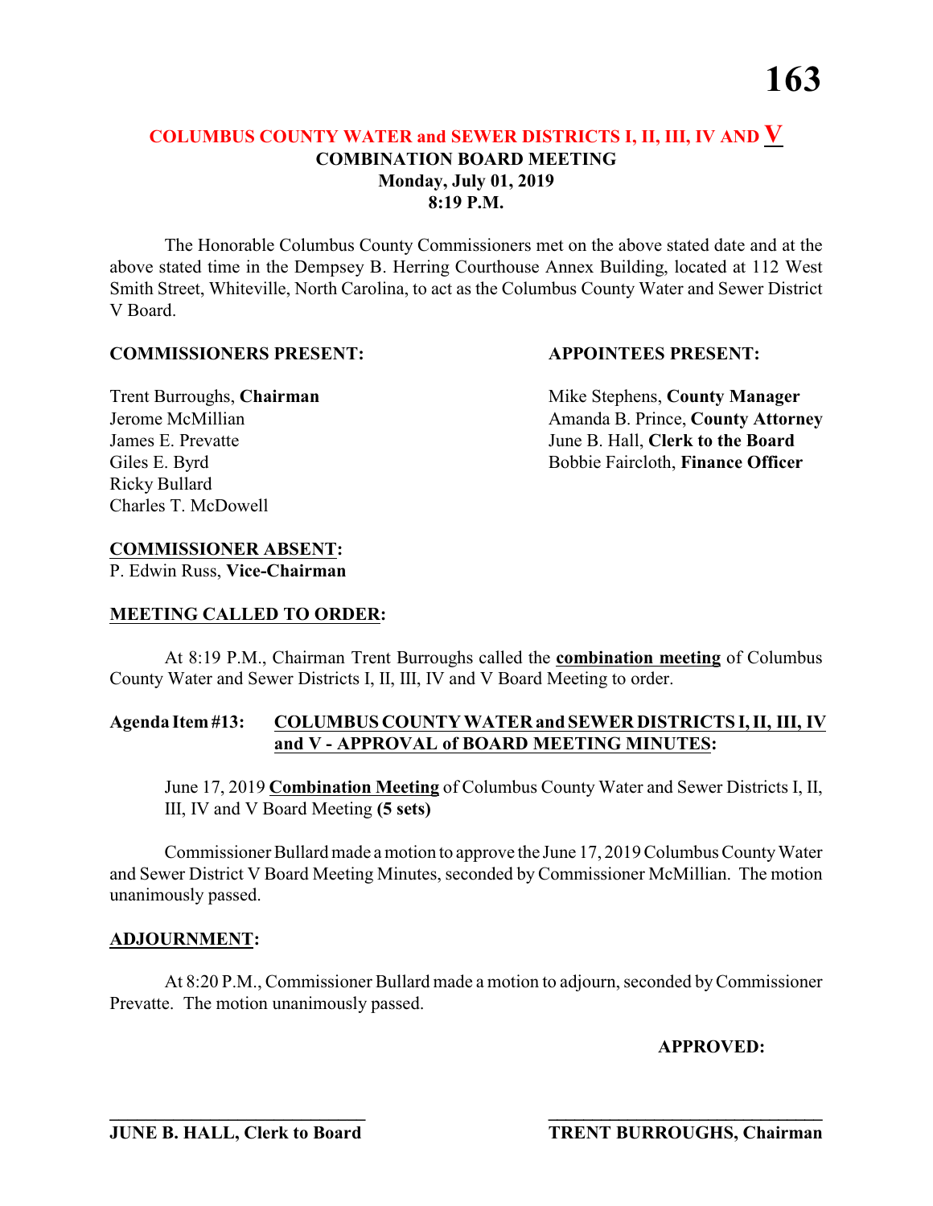## COLUMBUS COUNTY WATER and SEWER DISTRICTS I, II, III, IV AND V
### COMBINATION BOARD MEETING
**Monday, July 01, 2019**
**8:19 P.M.**

The Honorable Columbus County Commissioners met on the above stated date and at the above stated time in the Dempsey B. Herring Courthouse Annex Building, located at 112 West Smith Street, Whiteville, North Carolina, to act as the Columbus County Water and Sewer District V Board.

**COMMISSIONERS PRESENT:**

Trent Burroughs, **Chairman**
Jerome McMillian
James E. Prevatte
Giles E. Byrd
Ricky Bullard
Charles T. McDowell

**APPOINTEES PRESENT:**

Mike Stephens, **County Manager**
Amanda B. Prince, **County Attorney**
June B. Hall, **Clerk to the Board**
Bobbie Faircloth, **Finance Officer**

**COMMISSIONER ABSENT:**
P. Edwin Russ, **Vice-Chairman**

**MEETING CALLED TO ORDER:**

At 8:19 P.M., Chairman Trent Burroughs called the **combination meeting** of Columbus County Water and Sewer Districts I, II, III, IV and V Board Meeting to order.

**Agenda Item #13: COLUMBUS COUNTY WATER and SEWER DISTRICTS I, II, III, IV and V - APPROVAL of BOARD MEETING MINUTES:**

June 17, 2019 **Combination Meeting** of Columbus County Water and Sewer Districts I, II, III, IV and V Board Meeting **(5 sets)**

Commissioner Bullard made a motion to approve the June 17, 2019 Columbus County Water and Sewer District V Board Meeting Minutes, seconded by Commissioner McMillian. The motion unanimously passed.

**ADJOURNMENT:**

At 8:20 P.M., Commissioner Bullard made a motion to adjourn, seconded by Commissioner Prevatte. The motion unanimously passed.

**APPROVED:**

\_\_\_\_\_\_\_\_\_\_\_\_\_\_\_\_\_\_\_\_\_\_\_\_\_\_\_\_
**JUNE B. HALL, Clerk to Board**

\_\_\_\_\_\_\_\_\_\_\_\_\_\_\_\_\_\_\_\_\_\_\_\_\_\_\_\_
**TRENT BURROUGHS, Chairman**